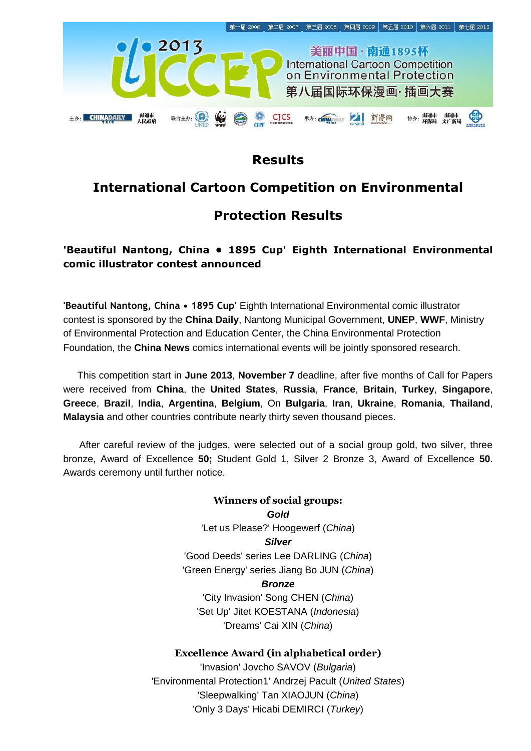# Results

## International Cartoon Competition on Environmental Protection Results

### 'Beautiful Nantong, China • 1895 Cup' Eighth International Environmental comic illustrator contest announced

**'Beautiful Nantong, China • 1895 Cup'** Eighth International Environmental comic illustrator contest is sponsored by the **China Daily**, Nantong Municipal Government, **UNEP**, **WWF**, Ministry of Environmental Protection and Education Center, the China Environmental Protection Foundation, the **China News** comics international events will be jointly sponsored research.

This competition start in **June 2013**, **November 7** deadline, after five months of Call for Papers were received from **China**, the **United States**, **Russia**, **France**, **Britain**, **Turkey**, **Singapore**, **Greece**, **Brazil**, **India**, **Argentina**, **Belgium**, On **Bulgaria**, **Iran**, **Ukraine**, **Romania**, **Thailand**, **Malaysia** and other countries contribute nearly thirty seven thousand pieces.

After careful review of the judges, were selected out of a social group gold, two silver, three bronze, Award of Excellence **50;** Student Gold 1, Silver 2 Bronze 3, Award of Excellence **50**. Awards ceremony until further notice.

**Winners of social groups:**

***Gold***

'Let us Please?' Hoogewerf (*China*)

***Silver***

'Good Deeds' series Lee DARLING (*China*)
'Green Energy' series Jiang Bo JUN (*China*)

***Bronze***

'City Invasion' Song CHEN (*China*)
'Set Up' Jitet KOESTANA (*Indonesia*)
'Dreams' Cai XIN (*China*)

**Excellence Award (in alphabetical order)**

'Invasion' Jovcho SAVOV (*Bulgaria*)
'Environmental Protection1' Andrzej Pacult (*United States*)
'Sleepwalking' Tan XIAOJUN (*China*)
'Only 3 Days' Hicabi DEMIRCI (*Turkey*)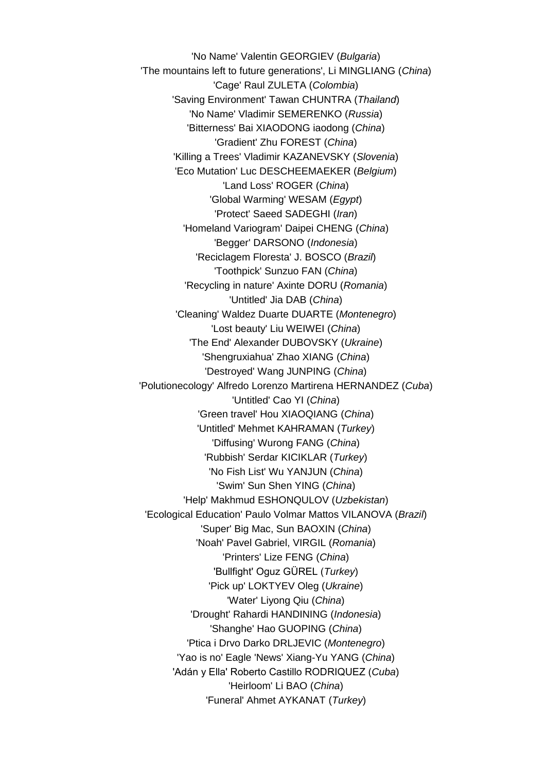'No Name' Valentin GEORGIEV (*Bulgaria*)
'The mountains left to future generations', Li MINGLIANG (*China*)
'Cage' Raul ZULETA (*Colombia*)
'Saving Environment' Tawan CHUNTRA (*Thailand*)
'No Name' Vladimir SEMERENKO (*Russia*)
'Bitterness' Bai XIAODONG iaodong (*China*)
'Gradient' Zhu FOREST (*China*)
'Killing a Trees' Vladimir KAZANEVSKY (*Slovenia*)
'Eco Mutation' Luc DESCHEEMAEKER (*Belgium*)
'Land Loss' ROGER (*China*)
'Global Warming' WESAM (*Egypt*)
'Protect' Saeed SADEGHI (*Iran*)
'Homeland Variogram' Daipei CHENG (*China*)
'Begger' DARSONO (*Indonesia*)
'Reciclagem Floresta' J. BOSCO (*Brazil*)
'Toothpick' Sunzuo FAN (*China*)
'Recycling in nature' Axinte DORU (*Romania*)
'Untitled' Jia DAB (*China*)
'Cleaning' Waldez Duarte DUARTE (*Montenegro*)
'Lost beauty' Liu WEIWEI (*China*)
'The End' Alexander DUBOVSKY (*Ukraine*)
'Shengruxiahua' Zhao XIANG (*China*)
'Destroyed' Wang JUNPING (*China*)
'Polutionecology' Alfredo Lorenzo Martirena HERNANDEZ (*Cuba*)
'Untitled' Cao YI (*China*)
'Green travel' Hou XIAOQIANG (*China*)
'Untitled' Mehmet KAHRAMAN (*Turkey*)
'Diffusing' Wurong FANG (*China*)
'Rubbish' Serdar KICIKLAR (*Turkey*)
'No Fish List' Wu YANJUN (*China*)
'Swim' Sun Shen YING (*China*)
'Help' Makhmud ESHONQULOV (*Uzbekistan*)
'Ecological Education' Paulo Volmar Mattos VILANOVA (*Brazil*)
'Super' Big Mac, Sun BAOXIN (*China*)
'Noah' Pavel Gabriel, VIRGIL (*Romania*)
'Printers' Lize FENG (*China*)
'Bullfight' Oguz GÜREL (*Turkey*)
'Pick up' LOKTYEV Oleg (*Ukraine*)
'Water' Liyong Qiu (*China*)
'Drought' Rahardi HANDINING (*Indonesia*)
'Shanghe' Hao GUOPING (*China*)
'Ptica i Drvo Darko DRLJEVIC (*Montenegro*)
'Yao is no' Eagle 'News' Xiang-Yu YANG (*China*)
'Adán y Ella' Roberto Castillo RODRIQUEZ (*Cuba*)
'Heirloom' Li BAO (*China*)
'Funeral' Ahmet AYKANAT (*Turkey*)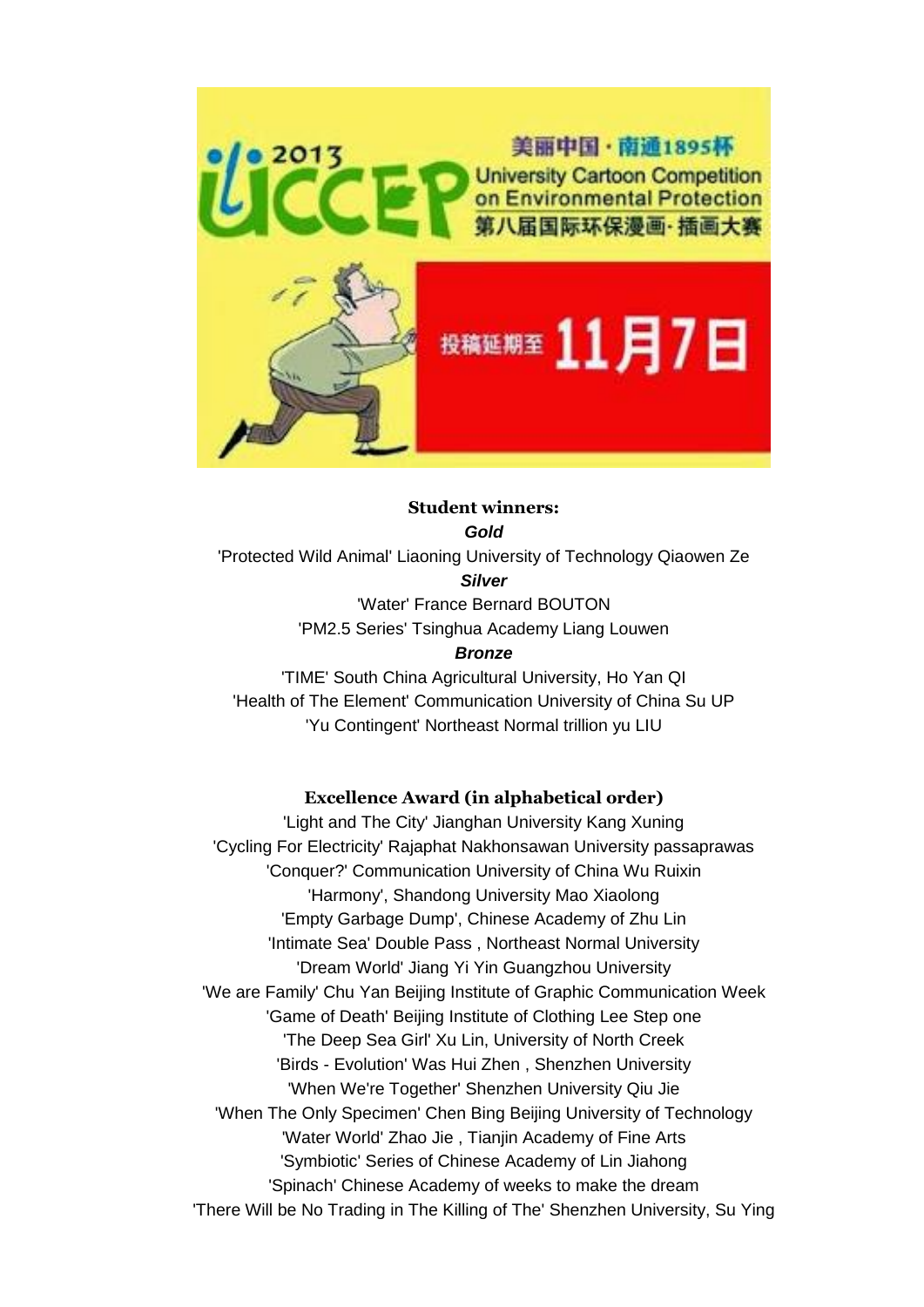**Student winners:**

***Gold***

'Protected Wild Animal' Liaoning University of Technology Qiaowen Ze

***Silver***

'Water' France Bernard BOUTON

'PM2.5 Series' Tsinghua Academy Liang Louwen

***Bronze***

'TIME' South China Agricultural University, Ho Yan QI

'Health of The Element' Communication University of China Su UP

'Yu Contingent' Northeast Normal trillion yu LIU

**Excellence Award (in alphabetical order)**

'Light and The City' Jianghan University Kang Xuning

'Cycling For Electricity' Rajaphat Nakhonsawan University passaprawas

'Conquer?' Communication University of China Wu Ruixin

'Harmony', Shandong University Mao Xiaolong

'Empty Garbage Dump', Chinese Academy of Zhu Lin

'Intimate Sea' Double Pass , Northeast Normal University

'Dream World' Jiang Yi Yin Guangzhou University

'We are Family' Chu Yan Beijing Institute of Graphic Communication Week

'Game of Death' Beijing Institute of Clothing Lee Step one

'The Deep Sea Girl' Xu Lin, University of North Creek

'Birds - Evolution' Was Hui Zhen , Shenzhen University

'When We're Together' Shenzhen University Qiu Jie

'When The Only Specimen' Chen Bing Beijing University of Technology

'Water World' Zhao Jie , Tianjin Academy of Fine Arts

'Symbiotic' Series of Chinese Academy of Lin Jiahong

'Spinach' Chinese Academy of weeks to make the dream

'There Will be No Trading in The Killing of The' Shenzhen University, Su Ying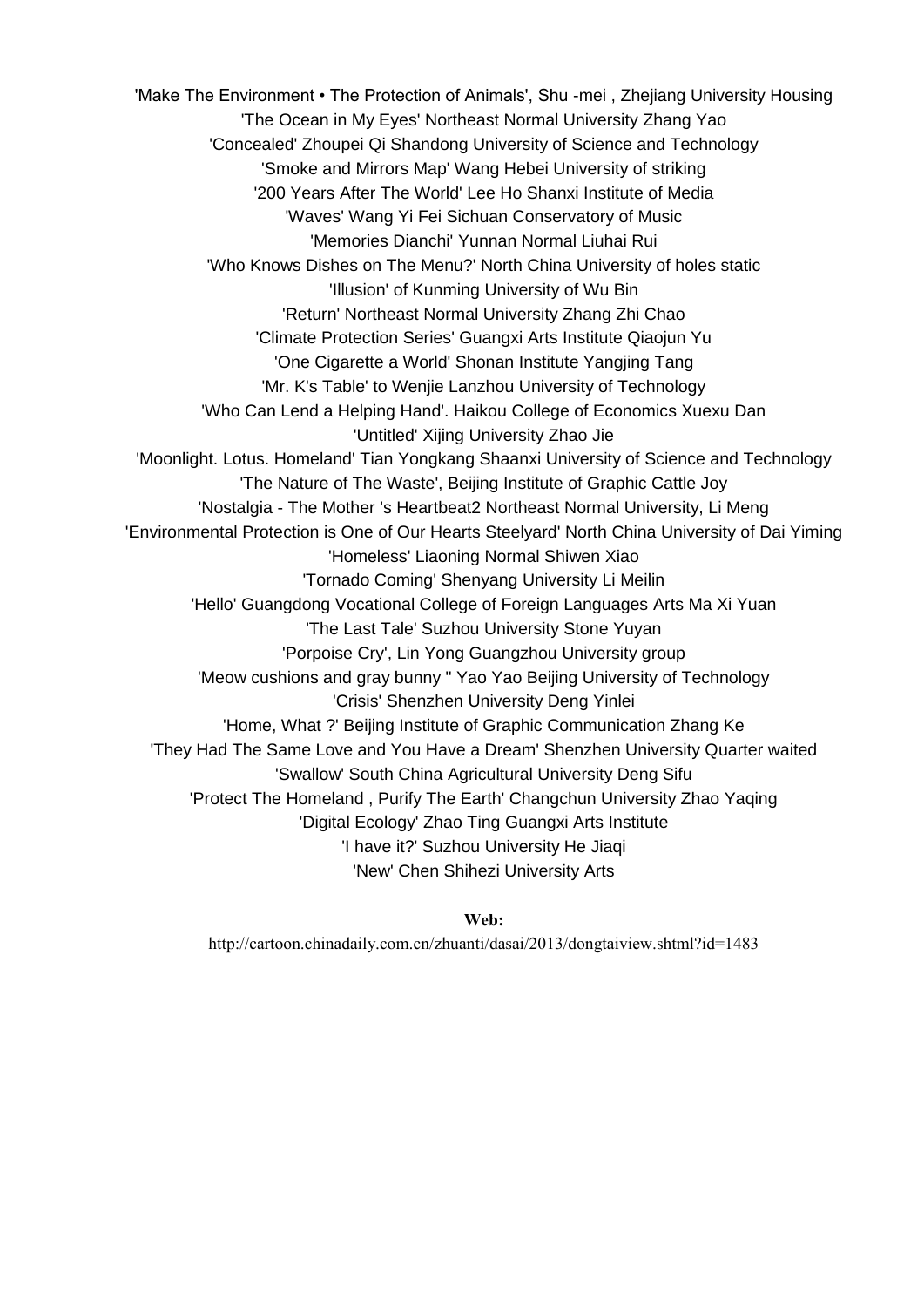'Make The Environment • The Protection of Animals', Shu -mei , Zhejiang University Housing

'The Ocean in My Eyes' Northeast Normal University Zhang Yao

'Concealed' Zhoupei Qi Shandong University of Science and Technology

'Smoke and Mirrors Map' Wang Hebei University of striking

'200 Years After The World' Lee Ho Shanxi Institute of Media

'Waves' Wang Yi Fei Sichuan Conservatory of Music

'Memories Dianchi' Yunnan Normal Liuhai Rui

'Who Knows Dishes on The Menu?' North China University of holes static

'Illusion' of Kunming University of Wu Bin

'Return' Northeast Normal University Zhang Zhi Chao

'Climate Protection Series' Guangxi Arts Institute Qiaojun Yu

'One Cigarette a World' Shonan Institute Yangjing Tang

'Mr. K's Table' to Wenjie Lanzhou University of Technology

'Who Can Lend a Helping Hand'. Haikou College of Economics Xuexu Dan

'Untitled' Xijing University Zhao Jie

'Moonlight. Lotus. Homeland' Tian Yongkang Shaanxi University of Science and Technology

'The Nature of The Waste', Beijing Institute of Graphic Cattle Joy

'Nostalgia - The Mother 's Heartbeat2 Northeast Normal University, Li Meng

'Environmental Protection is One of Our Hearts Steelyard' North China University of Dai Yiming

'Homeless' Liaoning Normal Shiwen Xiao

'Tornado Coming' Shenyang University Li Meilin

'Hello' Guangdong Vocational College of Foreign Languages Arts Ma Xi Yuan

'The Last Tale' Suzhou University Stone Yuyan

'Porpoise Cry', Lin Yong Guangzhou University group

'Meow cushions and gray bunny '' Yao Yao Beijing University of Technology

'Crisis' Shenzhen University Deng Yinlei

'Home, What ?' Beijing Institute of Graphic Communication Zhang Ke

'They Had The Same Love and You Have a Dream' Shenzhen University Quarter waited

'Swallow' South China Agricultural University Deng Sifu

'Protect The Homeland , Purify The Earth' Changchun University Zhao Yaqing

'Digital Ecology' Zhao Ting Guangxi Arts Institute

'I have it?' Suzhou University He Jiaqi

'New' Chen Shihezi University Arts

**Web:**

http://cartoon.chinadaily.com.cn/zhuanti/dasai/2013/dongtaiview.shtml?id=1483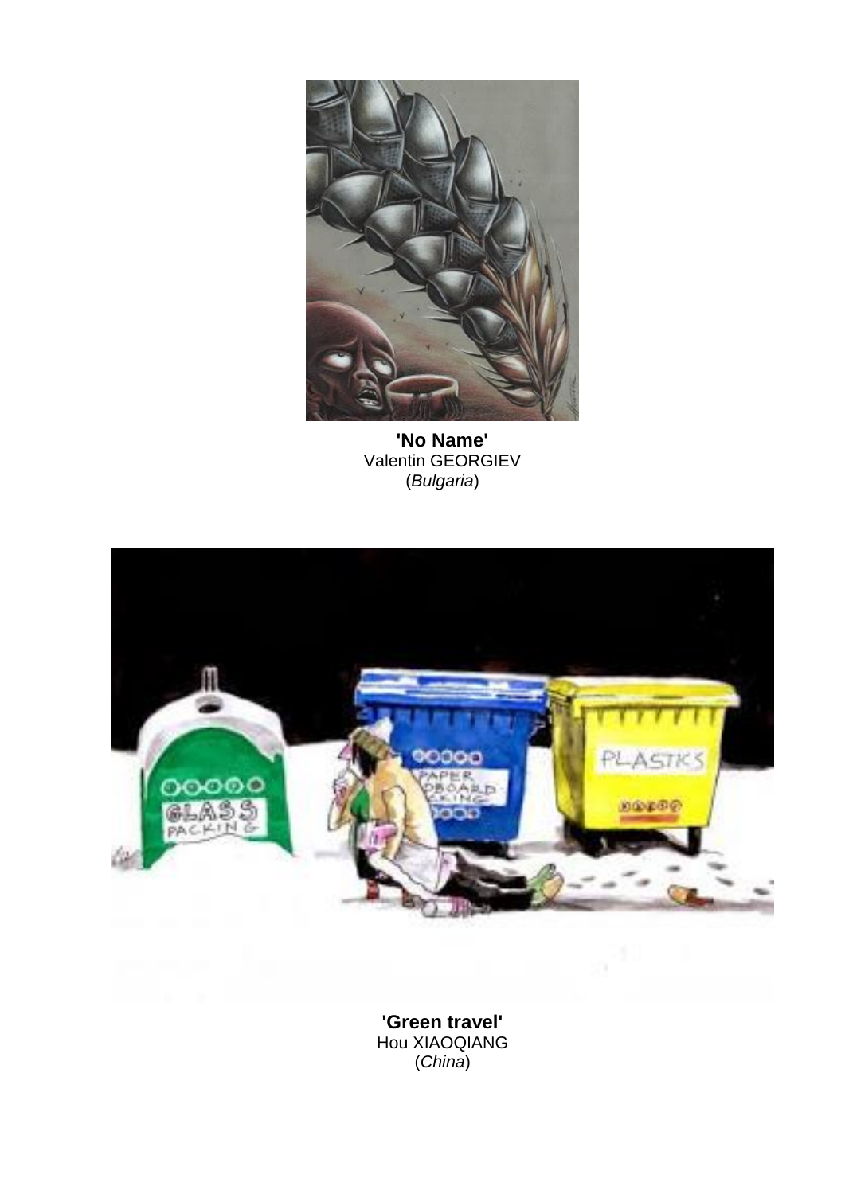**'No Name'**
Valentin GEORGIEV
(*Bulgaria*)

**'Green travel'**
Hou XIAOQIANG
(*China*)